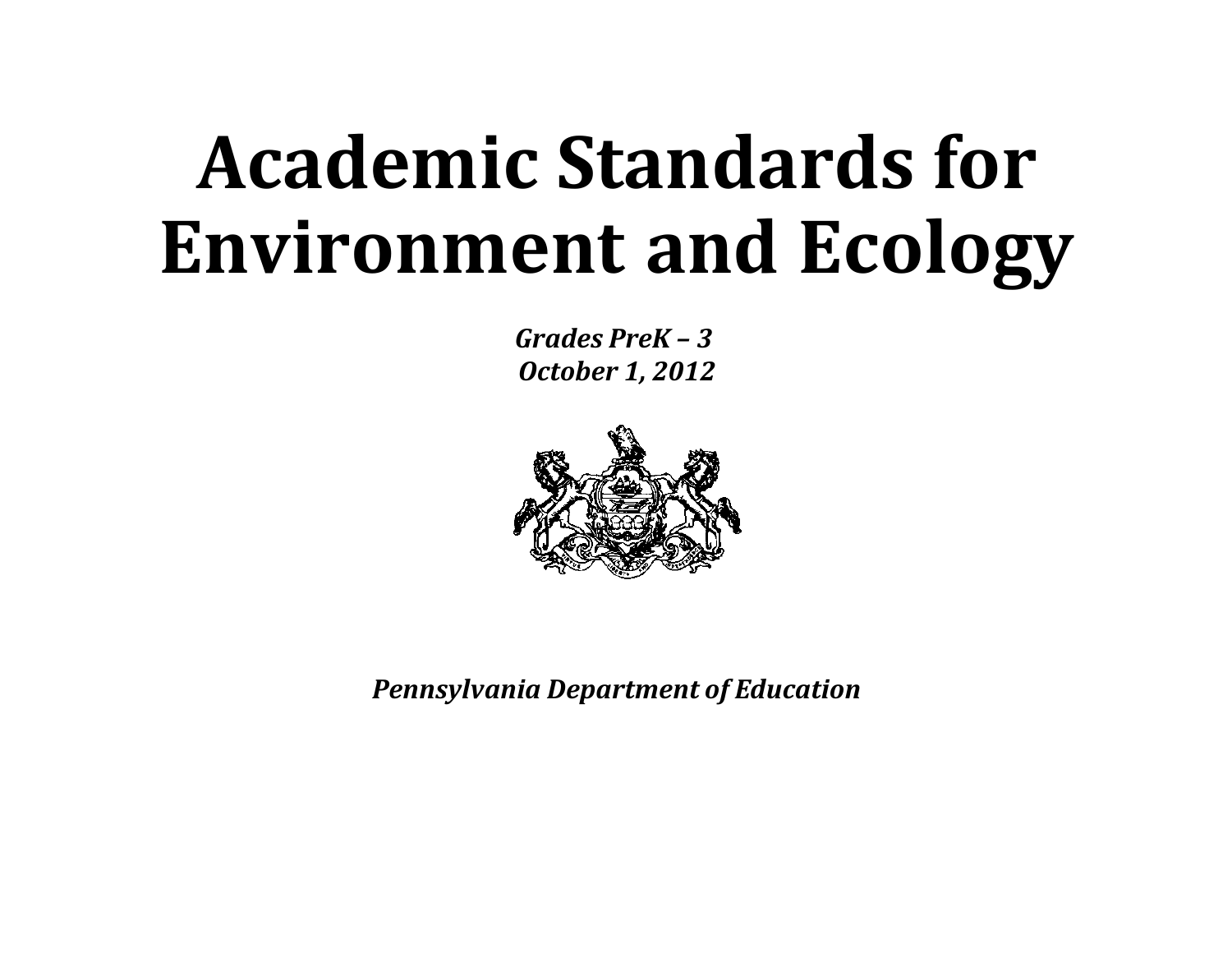# Academic Standards for Environment and Ecology

***Grades PreK – 3***
***October 1, 2012***

***Pennsylvania Department of Education***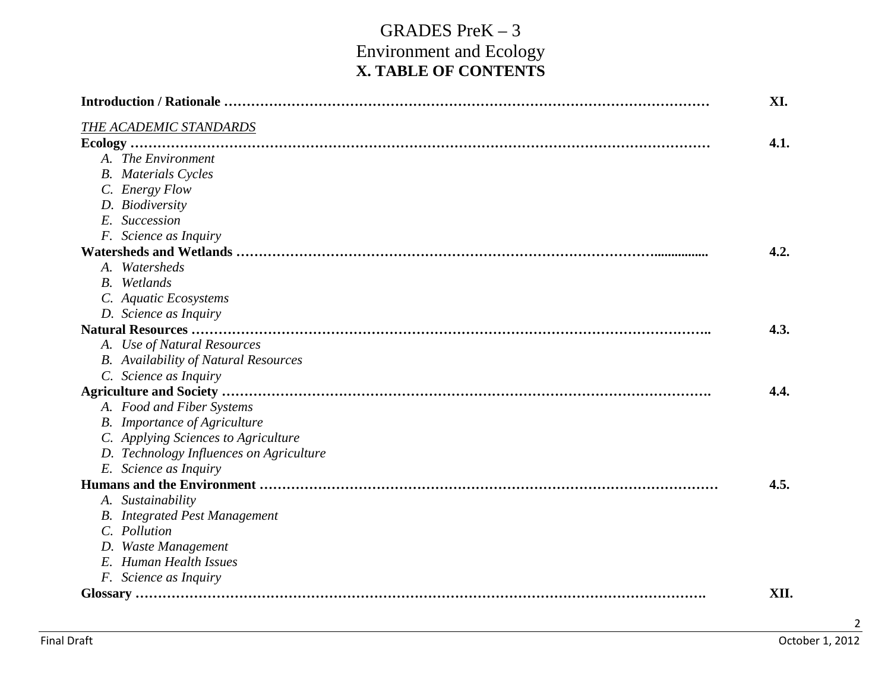# GRADES PreK – 3
## Environment and Ecology
## X. TABLE OF CONTENTS

**Introduction / Rationale ……………………………………………………………………………………………** **XI.**

*THE ACADEMIC STANDARDS*

**Ecology ……………………………………………………………………………………………………………** **4.1.**

- *A. The Environment*
- *B. Materials Cycles*
- *C. Energy Flow*
- *D. Biodiversity*
- *E. Succession*
- *F. Science as Inquiry*

**Watersheds and Wetlands ……………………………………………………………………………….............** **4.2.**

- *A. Watersheds*
- *B. Wetlands*
- *C. Aquatic Ecosystems*
- *D. Science as Inquiry*

**Natural Resources ………………………………………………………………………………………………..** **4.3.**

- *A. Use of Natural Resources*
- *B. Availability of Natural Resources*
- *C. Science as Inquiry*

**Agriculture and Society ……………………………………………………………………………………….** **4.4.**

- *A. Food and Fiber Systems*
- *B. Importance of Agriculture*
- *C. Applying Sciences to Agriculture*
- *D. Technology Influences on Agriculture*
- *E. Science as Inquiry*

**Humans and the Environment ………………………………………………………………………………………** **4.5.**

- *A. Sustainability*
- *B. Integrated Pest Management*
- *C. Pollution*
- *D. Waste Management*
- *E. Human Health Issues*
- *F. Science as Inquiry*

**Glossary …………………………………………………………………………………………………………….** **XII.**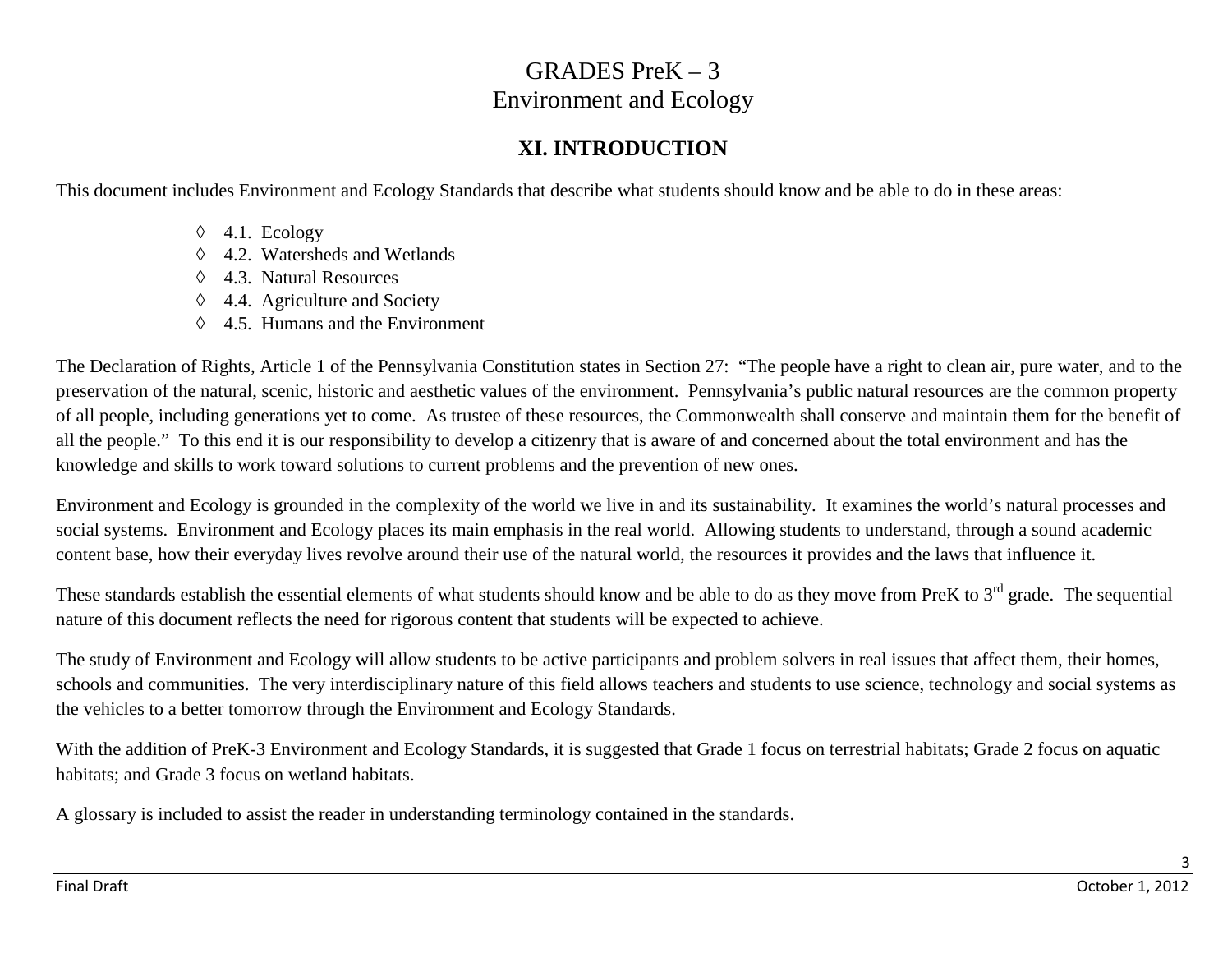# GRADES PreK – 3
# Environment and Ecology

## XI. INTRODUCTION

This document includes Environment and Ecology Standards that describe what students should know and be able to do in these areas:

- ◊ 4.1. Ecology
- ◊ 4.2. Watersheds and Wetlands
- ◊ 4.3. Natural Resources
- ◊ 4.4. Agriculture and Society
- ◊ 4.5. Humans and the Environment

The Declaration of Rights, Article 1 of the Pennsylvania Constitution states in Section 27: "The people have a right to clean air, pure water, and to the preservation of the natural, scenic, historic and aesthetic values of the environment. Pennsylvania's public natural resources are the common property of all people, including generations yet to come. As trustee of these resources, the Commonwealth shall conserve and maintain them for the benefit of all the people." To this end it is our responsibility to develop a citizenry that is aware of and concerned about the total environment and has the knowledge and skills to work toward solutions to current problems and the prevention of new ones.

Environment and Ecology is grounded in the complexity of the world we live in and its sustainability. It examines the world's natural processes and social systems. Environment and Ecology places its main emphasis in the real world. Allowing students to understand, through a sound academic content base, how their everyday lives revolve around their use of the natural world, the resources it provides and the laws that influence it.

These standards establish the essential elements of what students should know and be able to do as they move from PreK to 3rd grade. The sequential nature of this document reflects the need for rigorous content that students will be expected to achieve.

The study of Environment and Ecology will allow students to be active participants and problem solvers in real issues that affect them, their homes, schools and communities. The very interdisciplinary nature of this field allows teachers and students to use science, technology and social systems as the vehicles to a better tomorrow through the Environment and Ecology Standards.

With the addition of PreK-3 Environment and Ecology Standards, it is suggested that Grade 1 focus on terrestrial habitats; Grade 2 focus on aquatic habitats; and Grade 3 focus on wetland habitats.

A glossary is included to assist the reader in understanding terminology contained in the standards.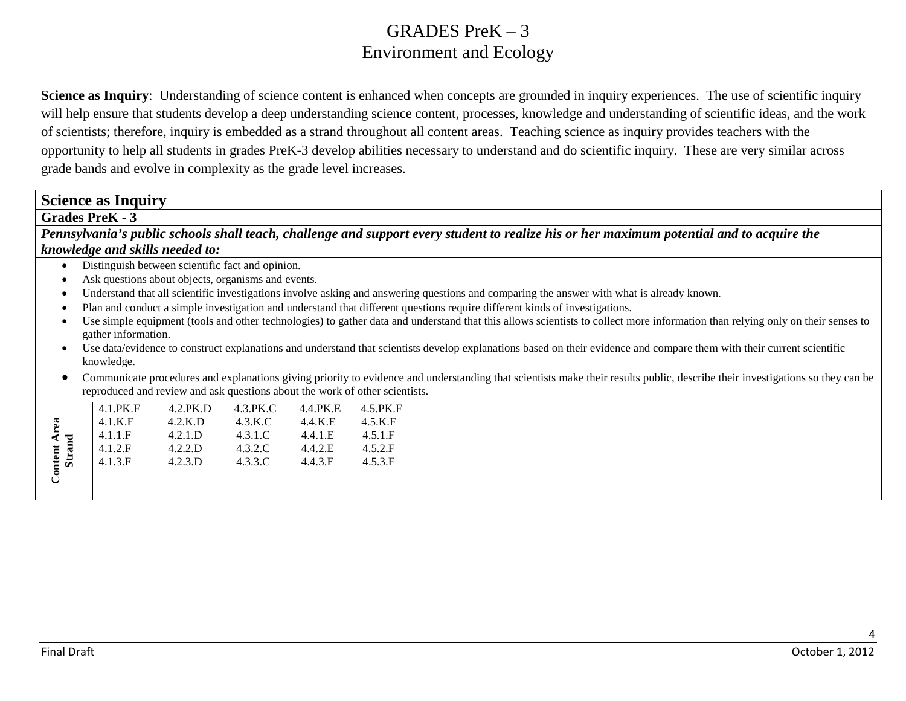# GRADES PreK – 3
## Environment and Ecology

**Science as Inquiry**: Understanding of science content is enhanced when concepts are grounded in inquiry experiences. The use of scientific inquiry will help ensure that students develop a deep understanding science content, processes, knowledge and understanding of scientific ideas, and the work of scientists; therefore, inquiry is embedded as a strand throughout all content areas. Teaching science as inquiry provides teachers with the opportunity to help all students in grades PreK-3 develop abilities necessary to understand and do scientific inquiry. These are very similar across grade bands and evolve in complexity as the grade level increases.

| **Science as Inquiry** | |
|---|---|
| **Grades PreK - 3** | |
| ***Pennsylvania's public schools shall teach, challenge and support every student to realize his or her maximum potential and to acquire the knowledge and skills needed to:*** | |
| • Distinguish between scientific fact and opinion.<br>• Ask questions about objects, organisms and events.<br>• Understand that all scientific investigations involve asking and answering questions and comparing the answer with what is already known.<br>• Plan and conduct a simple investigation and understand that different questions require different kinds of investigations.<br>• Use simple equipment (tools and other technologies) to gather data and understand that this allows scientists to collect more information than relying only on their senses to gather information.<br>• Use data/evidence to construct explanations and understand that scientists develop explanations based on their evidence and compare them with their current scientific knowledge.<br>• Communicate procedures and explanations giving priority to evidence and understanding that scientists make their results public, describe their investigations so they can be reproduced and review and ask questions about the work of other scientists. | |
| **Content Area Strand** | 4.1.PK.F 4.2.PK.D 4.3.PK.C 4.4.PK.E 4.5.PK.F<br>4.1.K.F 4.2.K.D 4.3.K.C 4.4.K.E 4.5.K.F<br>4.1.1.F 4.2.1.D 4.3.1.C 4.4.1.E 4.5.1.F<br>4.1.2.F 4.2.2.D 4.3.2.C 4.4.2.E 4.5.2.F<br>4.1.3.F 4.2.3.D 4.3.3.C 4.4.3.E 4.5.3.F |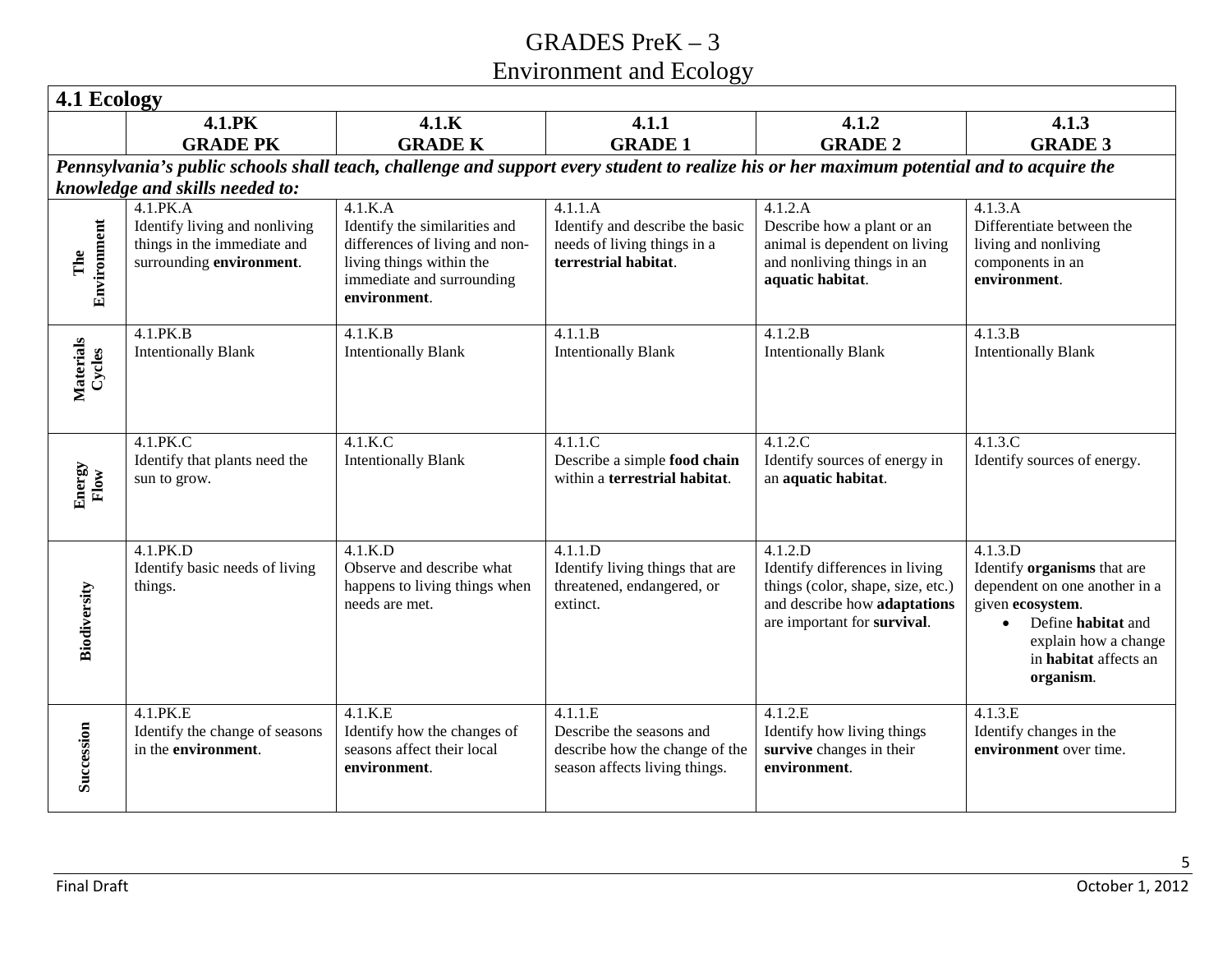# GRADES PreK – 3
## Environment and Ecology

| **4.1 Ecology** | | | | | |
|---|---|---|---|---|---|
| | **4.1.PK GRADE PK** | **4.1.K GRADE K** | **4.1.1 GRADE 1** | **4.1.2 GRADE 2** | **4.1.3 GRADE 3** |
| ***Pennsylvania's public schools shall teach, challenge and support every student to realize his or her maximum potential and to acquire the knowledge and skills needed to:*** | | | | | |
| **The Environment** | 4.1.PK.A Identify living and nonliving things in the immediate and surrounding **environment**. | 4.1.K.A Identify the similarities and differences of living and non-living things within the immediate and surrounding **environment**. | 4.1.1.A Identify and describe the basic needs of living things in a **terrestrial habitat**. | 4.1.2.A Describe how a plant or an animal is dependent on living and nonliving things in an **aquatic habitat**. | 4.1.3.A Differentiate between the living and nonliving components in an **environment**. |
| **Materials Cycles** | 4.1.PK.B Intentionally Blank | 4.1.K.B Intentionally Blank | 4.1.1.B Intentionally Blank | 4.1.2.B Intentionally Blank | 4.1.3.B Intentionally Blank |
| **Energy Flow** | 4.1.PK.C Identify that plants need the sun to grow. | 4.1.K.C Intentionally Blank | 4.1.1.C Describe a simple **food chain** within a **terrestrial habitat**. | 4.1.2.C Identify sources of energy in an **aquatic habitat**. | 4.1.3.C Identify sources of energy. |
| **Biodiversity** | 4.1.PK.D Identify basic needs of living things. | 4.1.K.D Observe and describe what happens to living things when needs are met. | 4.1.1.D Identify living things that are threatened, endangered, or extinct. | 4.1.2.D Identify differences in living things (color, shape, size, etc.) and describe how **adaptations** are important for **survival**. | 4.1.3.D Identify **organisms** that are dependent on one another in a given **ecosystem**. • Define **habitat** and explain how a change in **habitat** affects an **organism**. |
| **Succession** | 4.1.PK.E Identify the change of seasons in the **environment**. | 4.1.K.E Identify how the changes of seasons affect their local **environment**. | 4.1.1.E Describe the seasons and describe how the change of the season affects living things. | 4.1.2.E Identify how living things **survive** changes in their **environment**. | 4.1.3.E Identify changes in the **environment** over time. |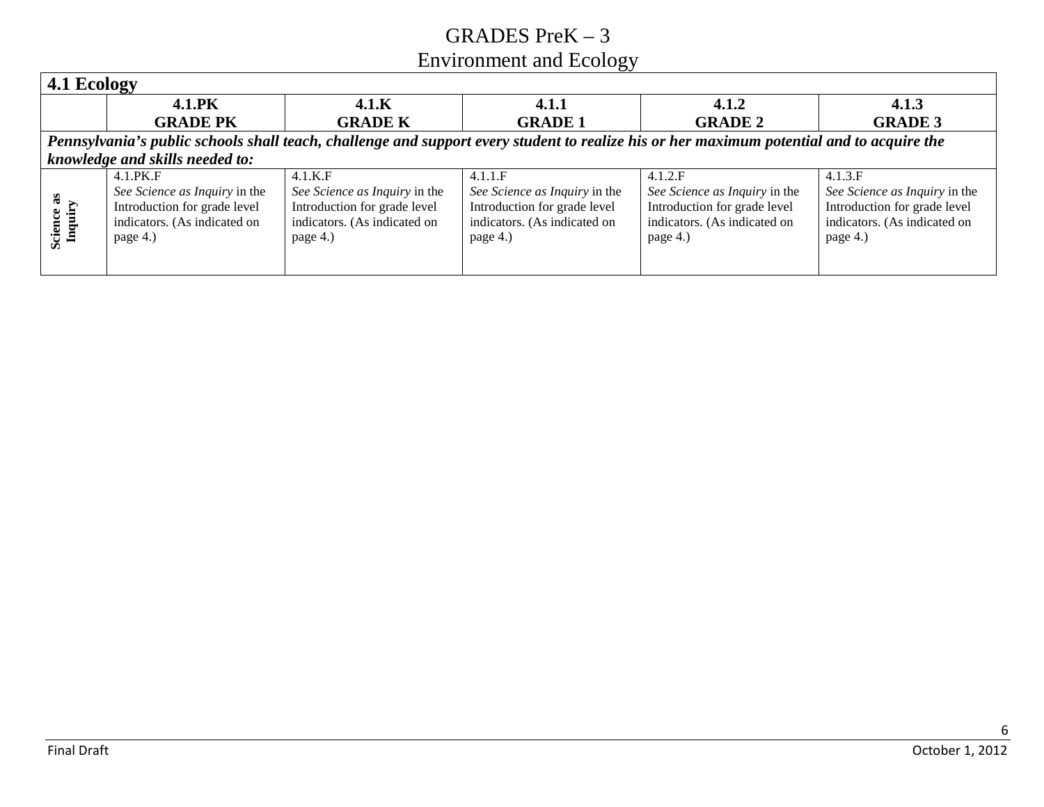# GRADES PreK – 3
## Environment and Ecology

| **4.1 Ecology** | | | | | |
|---|---|---|---|---|---|
| | **4.1.PK GRADE PK** | **4.1.K GRADE K** | **4.1.1 GRADE 1** | **4.1.2 GRADE 2** | **4.1.3 GRADE 3** |
| ***Pennsylvania's public schools shall teach, challenge and support every student to realize his or her maximum potential and to acquire the knowledge and skills needed to:*** | | | | | |
| **Science as Inquiry** | 4.1.PK.F *See Science as Inquiry* in the Introduction for grade level indicators. (As indicated on page 4.) | 4.1.K.F *See Science as Inquiry* in the Introduction for grade level indicators. (As indicated on page 4.) | 4.1.1.F *See Science as Inquiry* in the Introduction for grade level indicators. (As indicated on page 4.) | 4.1.2.F *See Science as Inquiry* in the Introduction for grade level indicators. (As indicated on page 4.) | 4.1.3.F *See Science as Inquiry* in the Introduction for grade level indicators. (As indicated on page 4.) |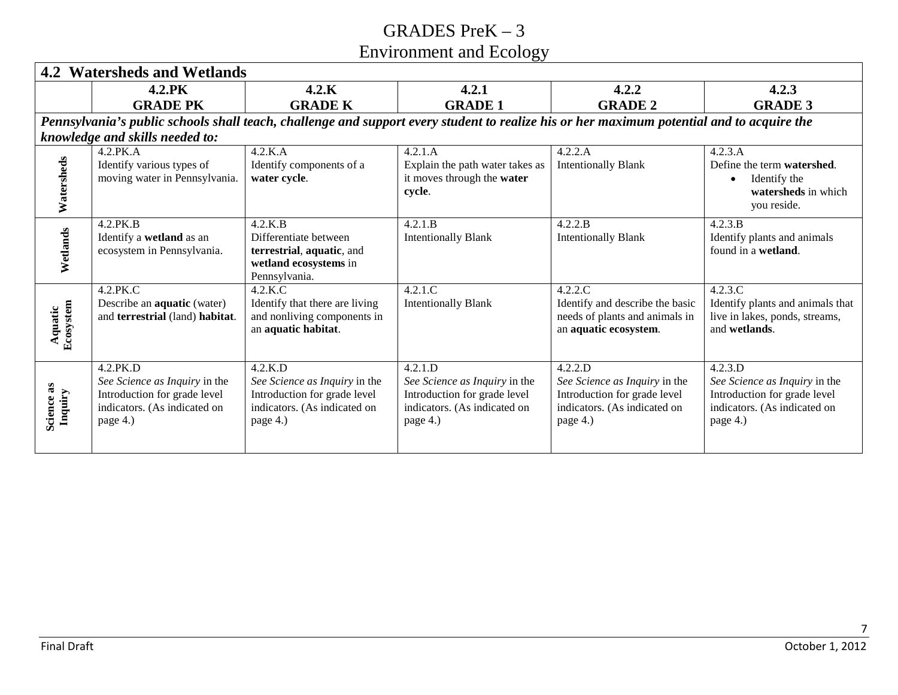# GRADES PreK – 3
## Environment and Ecology

| **4.2 Watersheds and Wetlands** | | | | | |
|---|---|---|---|---|---|
| | **4.2.PK GRADE PK** | **4.2.K GRADE K** | **4.2.1 GRADE 1** | **4.2.2 GRADE 2** | **4.2.3 GRADE 3** |
| ***Pennsylvania's public schools shall teach, challenge and support every student to realize his or her maximum potential and to acquire the knowledge and skills needed to:*** | | | | | |
| **Watersheds** | 4.2.PK.A Identify various types of moving water in Pennsylvania. | 4.2.K.A Identify components of a **water cycle**. | 4.2.1.A Explain the path water takes as it moves through the **water cycle**. | 4.2.2.A Intentionally Blank | 4.2.3.A Define the term **watershed**. • Identify the **watersheds** in which you reside. |
| **Wetlands** | 4.2.PK.B Identify a **wetland** as an ecosystem in Pennsylvania. | 4.2.K.B Differentiate between **terrestrial**, **aquatic**, and **wetland ecosystems** in Pennsylvania. | 4.2.1.B Intentionally Blank | 4.2.2.B Intentionally Blank | 4.2.3.B Identify plants and animals found in a **wetland**. |
| **Aquatic Ecosystem** | 4.2.PK.C Describe an **aquatic** (water) and **terrestrial** (land) **habitat**. | 4.2.K.C Identify that there are living and nonliving components in an **aquatic habitat**. | 4.2.1.C Intentionally Blank | 4.2.2.C Identify and describe the basic needs of plants and animals in an **aquatic ecosystem**. | 4.2.3.C Identify plants and animals that live in lakes, ponds, streams, and **wetlands**. |
| **Science as Inquiry** | 4.2.PK.D *See Science as Inquiry* in the Introduction for grade level indicators. (As indicated on page 4.) | 4.2.K.D *See Science as Inquiry* in the Introduction for grade level indicators. (As indicated on page 4.) | 4.2.1.D *See Science as Inquiry* in the Introduction for grade level indicators. (As indicated on page 4.) | 4.2.2.D *See Science as Inquiry* in the Introduction for grade level indicators. (As indicated on page 4.) | 4.2.3.D *See Science as Inquiry* in the Introduction for grade level indicators. (As indicated on page 4.) |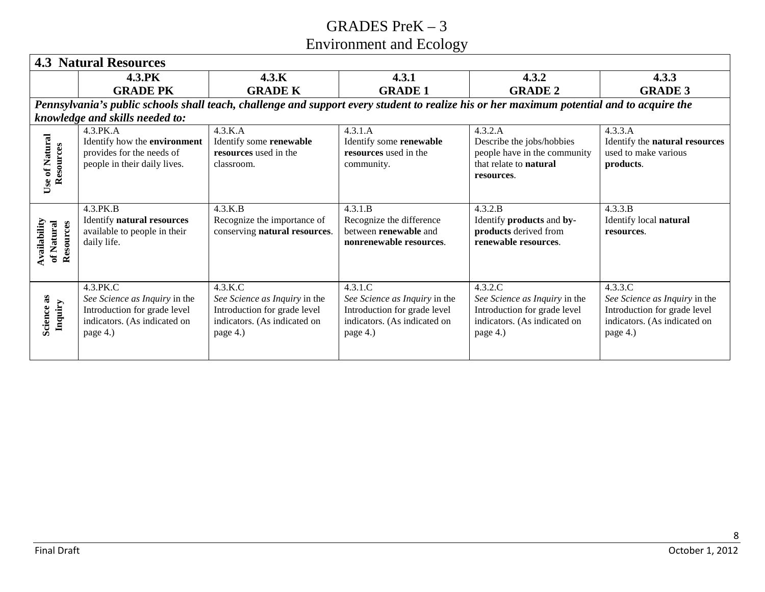# GRADES PreK – 3
## Environment and Ecology

| **4.3 Natural Resources** | | | | | |
|---|---|---|---|---|---|
| | **4.3.PK GRADE PK** | **4.3.K GRADE K** | **4.3.1 GRADE 1** | **4.3.2 GRADE 2** | **4.3.3 GRADE 3** |
| ***Pennsylvania's public schools shall teach, challenge and support every student to realize his or her maximum potential and to acquire the knowledge and skills needed to:*** | | | | | |
| **Use of Natural Resources** | 4.3.PK.A Identify how the **environment** provides for the needs of people in their daily lives. | 4.3.K.A Identify some **renewable resources** used in the classroom. | 4.3.1.A Identify some **renewable resources** used in the community. | 4.3.2.A Describe the jobs/hobbies people have in the community that relate to **natural resources**. | 4.3.3.A Identify the **natural resources** used to make various **products**. |
| **Availability of Natural Resources** | 4.3.PK.B Identify **natural resources** available to people in their daily life. | 4.3.K.B Recognize the importance of conserving **natural resources**. | 4.3.1.B Recognize the difference between **renewable** and **nonrenewable resources**. | 4.3.2.B Identify **products** and **by-products** derived from **renewable resources**. | 4.3.3.B Identify local **natural resources**. |
| **Science as Inquiry** | 4.3.PK.C *See Science as Inquiry* in the Introduction for grade level indicators. (As indicated on page 4.) | 4.3.K.C *See Science as Inquiry* in the Introduction for grade level indicators. (As indicated on page 4.) | 4.3.1.C *See Science as Inquiry* in the Introduction for grade level indicators. (As indicated on page 4.) | 4.3.2.C *See Science as Inquiry* in the Introduction for grade level indicators. (As indicated on page 4.) | 4.3.3.C *See Science as Inquiry* in the Introduction for grade level indicators. (As indicated on page 4.) |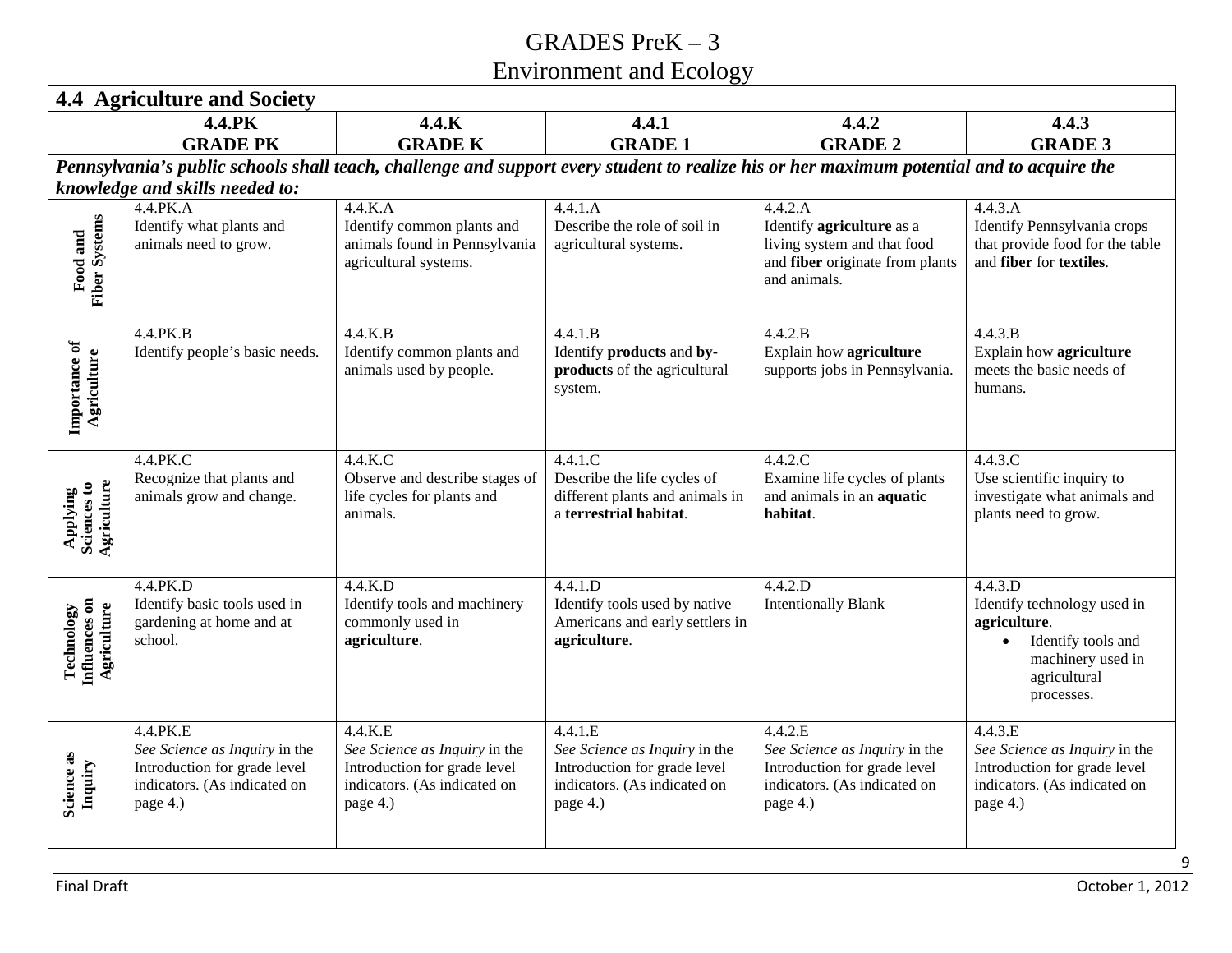# GRADES PreK – 3
## Environment and Ecology

| **4.4 Agriculture and Society** | | | | | |
|---|---|---|---|---|---|
| | **4.4.PK GRADE PK** | **4.4.K GRADE K** | **4.4.1 GRADE 1** | **4.4.2 GRADE 2** | **4.4.3 GRADE 3** |
| ***Pennsylvania's public schools shall teach, challenge and support every student to realize his or her maximum potential and to acquire the knowledge and skills needed to:*** | | | | | |
| **Food and Fiber Systems** | 4.4.PK.A Identify what plants and animals need to grow. | 4.4.K.A Identify common plants and animals found in Pennsylvania agricultural systems. | 4.4.1.A Describe the role of soil in agricultural systems. | 4.4.2.A Identify **agriculture** as a living system and that food and **fiber** originate from plants and animals. | 4.4.3.A Identify Pennsylvania crops that provide food for the table and **fiber** for **textiles**. |
| **Importance of Agriculture** | 4.4.PK.B Identify people's basic needs. | 4.4.K.B Identify common plants and animals used by people. | 4.4.1.B Identify **products** and **by-products** of the agricultural system. | 4.4.2.B Explain how **agriculture** supports jobs in Pennsylvania. | 4.4.3.B Explain how **agriculture** meets the basic needs of humans. |
| **Applying Sciences to Agriculture** | 4.4.PK.C Recognize that plants and animals grow and change. | 4.4.K.C Observe and describe stages of life cycles for plants and animals. | 4.4.1.C Describe the life cycles of different plants and animals in a **terrestrial habitat**. | 4.4.2.C Examine life cycles of plants and animals in an **aquatic habitat**. | 4.4.3.C Use scientific inquiry to investigate what animals and plants need to grow. |
| **Technology Influences on Agriculture** | 4.4.PK.D Identify basic tools used in gardening at home and at school. | 4.4.K.D Identify tools and machinery commonly used in **agriculture**. | 4.4.1.D Identify tools used by native Americans and early settlers in **agriculture**. | 4.4.2.D Intentionally Blank | 4.4.3.D Identify technology used in **agriculture**. • Identify tools and machinery used in agricultural processes. |
| **Science as Inquiry** | 4.4.PK.E *See Science as Inquiry* in the Introduction for grade level indicators. (As indicated on page 4.) | 4.4.K.E *See Science as Inquiry* in the Introduction for grade level indicators. (As indicated on page 4.) | 4.4.1.E *See Science as Inquiry* in the Introduction for grade level indicators. (As indicated on page 4.) | 4.4.2.E *See Science as Inquiry* in the Introduction for grade level indicators. (As indicated on page 4.) | 4.4.3.E *See Science as Inquiry* in the Introduction for grade level indicators. (As indicated on page 4.) |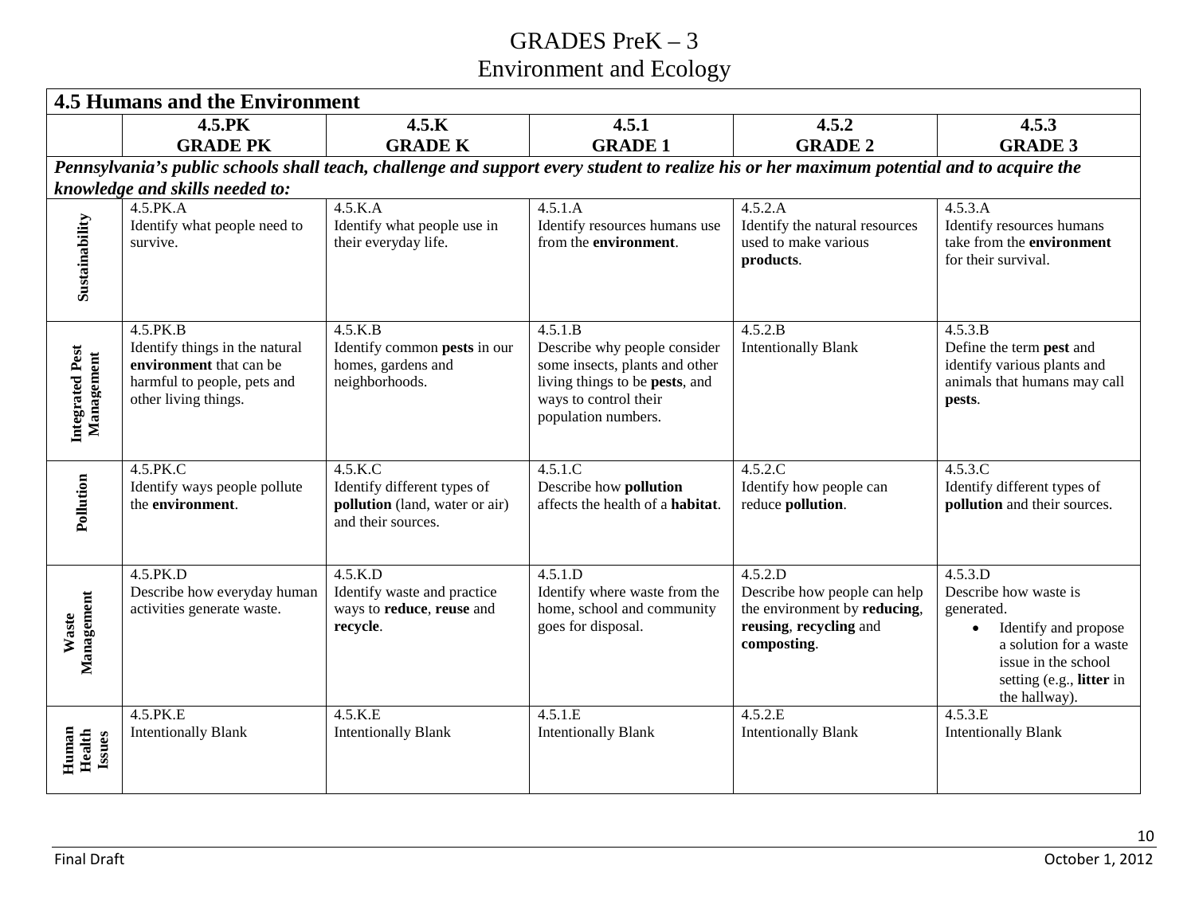# GRADES PreK – 3
## Environment and Ecology

| 4.5 Humans and the Environment | | | | | |
|---|---|---|---|---|---|
| | **4.5.PK GRADE PK** | **4.5.K GRADE K** | **4.5.1 GRADE 1** | **4.5.2 GRADE 2** | **4.5.3 GRADE 3** |
| ***Pennsylvania's public schools shall teach, challenge and support every student to realize his or her maximum potential and to acquire the knowledge and skills needed to:*** | | | | | |
| **Sustainability** | 4.5.PK.A Identify what people need to survive. | 4.5.K.A Identify what people use in their everyday life. | 4.5.1.A Identify resources humans use from the **environment**. | 4.5.2.A Identify the natural resources used to make various **products**. | 4.5.3.A Identify resources humans take from the **environment** for their survival. |
| **Integrated Pest Management** | 4.5.PK.B Identify things in the natural **environment** that can be harmful to people, pets and other living things. | 4.5.K.B Identify common **pests** in our homes, gardens and neighborhoods. | 4.5.1.B Describe why people consider some insects, plants and other living things to be **pests**, and ways to control their population numbers. | 4.5.2.B Intentionally Blank | 4.5.3.B Define the term **pest** and identify various plants and animals that humans may call **pests**. |
| **Pollution** | 4.5.PK.C Identify ways people pollute the **environment**. | 4.5.K.C Identify different types of **pollution** (land, water or air) and their sources. | 4.5.1.C Describe how **pollution** affects the health of a **habitat**. | 4.5.2.C Identify how people can reduce **pollution**. | 4.5.3.C Identify different types of **pollution** and their sources. |
| **Waste Management** | 4.5.PK.D Describe how everyday human activities generate waste. | 4.5.K.D Identify waste and practice ways to **reduce**, **reuse** and **recycle**. | 4.5.1.D Identify where waste from the home, school and community goes for disposal. | 4.5.2.D Describe how people can help the environment by **reducing**, **reusing**, **recycling** and **composting**. | 4.5.3.D Describe how waste is generated. <br>• Identify and propose a solution for a waste issue in the school setting (e.g., **litter** in the hallway). |
| **Human Health Issues** | 4.5.PK.E Intentionally Blank | 4.5.K.E Intentionally Blank | 4.5.1.E Intentionally Blank | 4.5.2.E Intentionally Blank | 4.5.3.E Intentionally Blank |

Final Draft October 1, 2012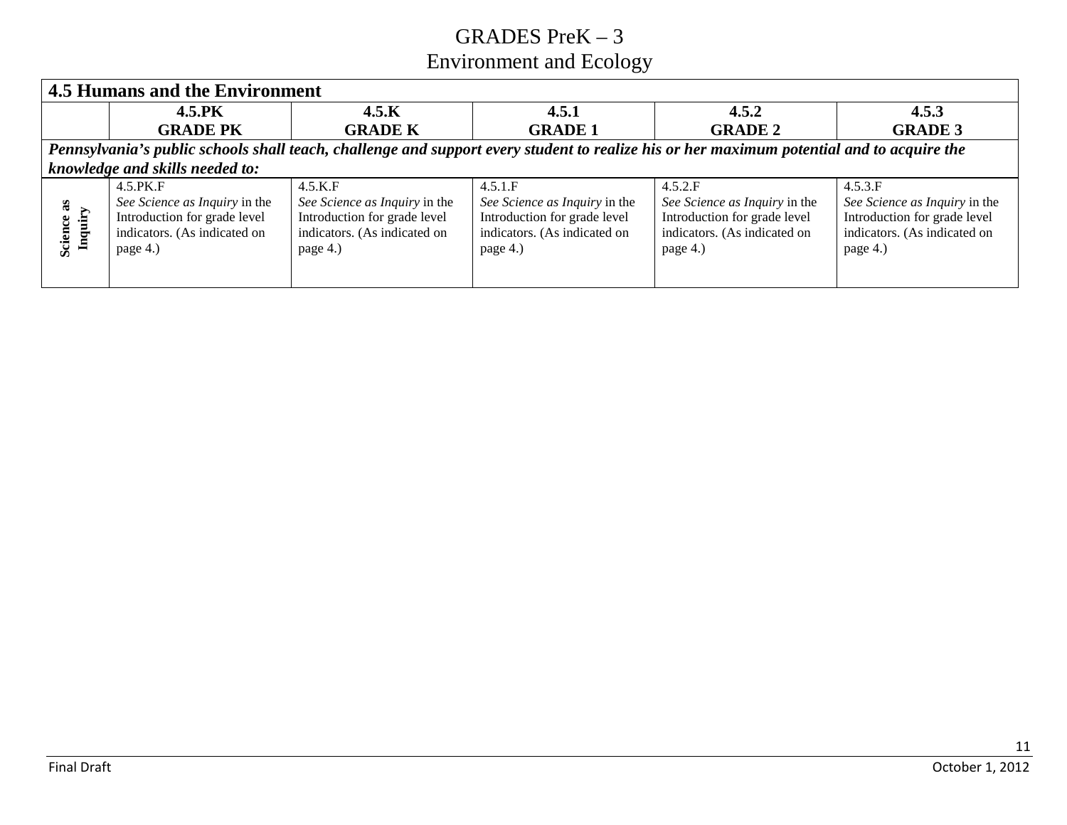# GRADES PreK – 3
## Environment and Ecology

| **4.5 Humans and the Environment** | | | | | |
|---|---|---|---|---|---|
| | **4.5.PK GRADE PK** | **4.5.K GRADE K** | **4.5.1 GRADE 1** | **4.5.2 GRADE 2** | **4.5.3 GRADE 3** |
| ***Pennsylvania's public schools shall teach, challenge and support every student to realize his or her maximum potential and to acquire the knowledge and skills needed to:*** | | | | | |
| **Science as Inquiry** | 4.5.PK.F *See Science as Inquiry* in the Introduction for grade level indicators. (As indicated on page 4.) | 4.5.K.F *See Science as Inquiry* in the Introduction for grade level indicators. (As indicated on page 4.) | 4.5.1.F *See Science as Inquiry* in the Introduction for grade level indicators. (As indicated on page 4.) | 4.5.2.F *See Science as Inquiry* in the Introduction for grade level indicators. (As indicated on page 4.) | 4.5.3.F *See Science as Inquiry* in the Introduction for grade level indicators. (As indicated on page 4.) |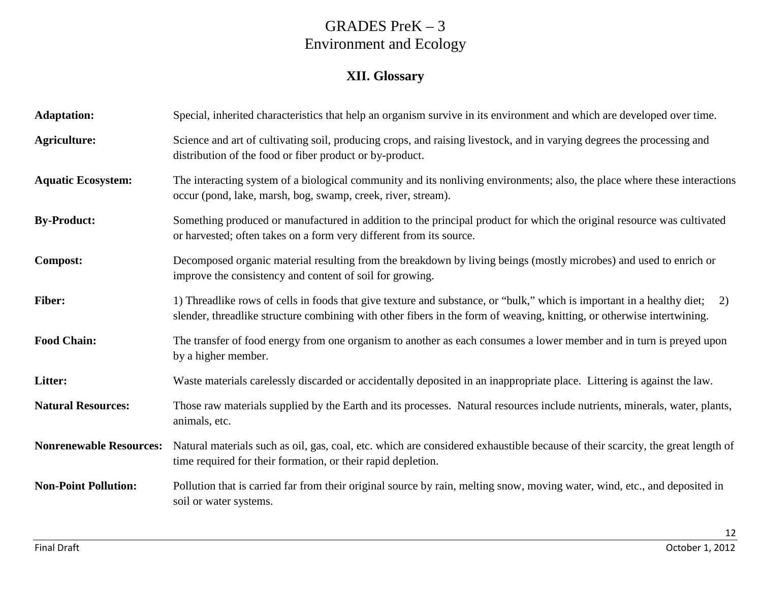# GRADES PreK – 3
# Environment and Ecology

## XII. Glossary

**Adaptation:** Special, inherited characteristics that help an organism survive in its environment and which are developed over time.

**Agriculture:** Science and art of cultivating soil, producing crops, and raising livestock, and in varying degrees the processing and distribution of the food or fiber product or by-product.

**Aquatic Ecosystem:** The interacting system of a biological community and its nonliving environments; also, the place where these interactions occur (pond, lake, marsh, bog, swamp, creek, river, stream).

**By-Product:** Something produced or manufactured in addition to the principal product for which the original resource was cultivated or harvested; often takes on a form very different from its source.

**Compost:** Decomposed organic material resulting from the breakdown by living beings (mostly microbes) and used to enrich or improve the consistency and content of soil for growing.

**Fiber:** 1) Threadlike rows of cells in foods that give texture and substance, or "bulk," which is important in a healthy diet; 2) slender, threadlike structure combining with other fibers in the form of weaving, knitting, or otherwise intertwining.

**Food Chain:** The transfer of food energy from one organism to another as each consumes a lower member and in turn is preyed upon by a higher member.

**Litter:** Waste materials carelessly discarded or accidentally deposited in an inappropriate place. Littering is against the law.

**Natural Resources:** Those raw materials supplied by the Earth and its processes. Natural resources include nutrients, minerals, water, plants, animals, etc.

**Nonrenewable Resources:** Natural materials such as oil, gas, coal, etc. which are considered exhaustible because of their scarcity, the great length of time required for their formation, or their rapid depletion.

**Non-Point Pollution:** Pollution that is carried far from their original source by rain, melting snow, moving water, wind, etc., and deposited in soil or water systems.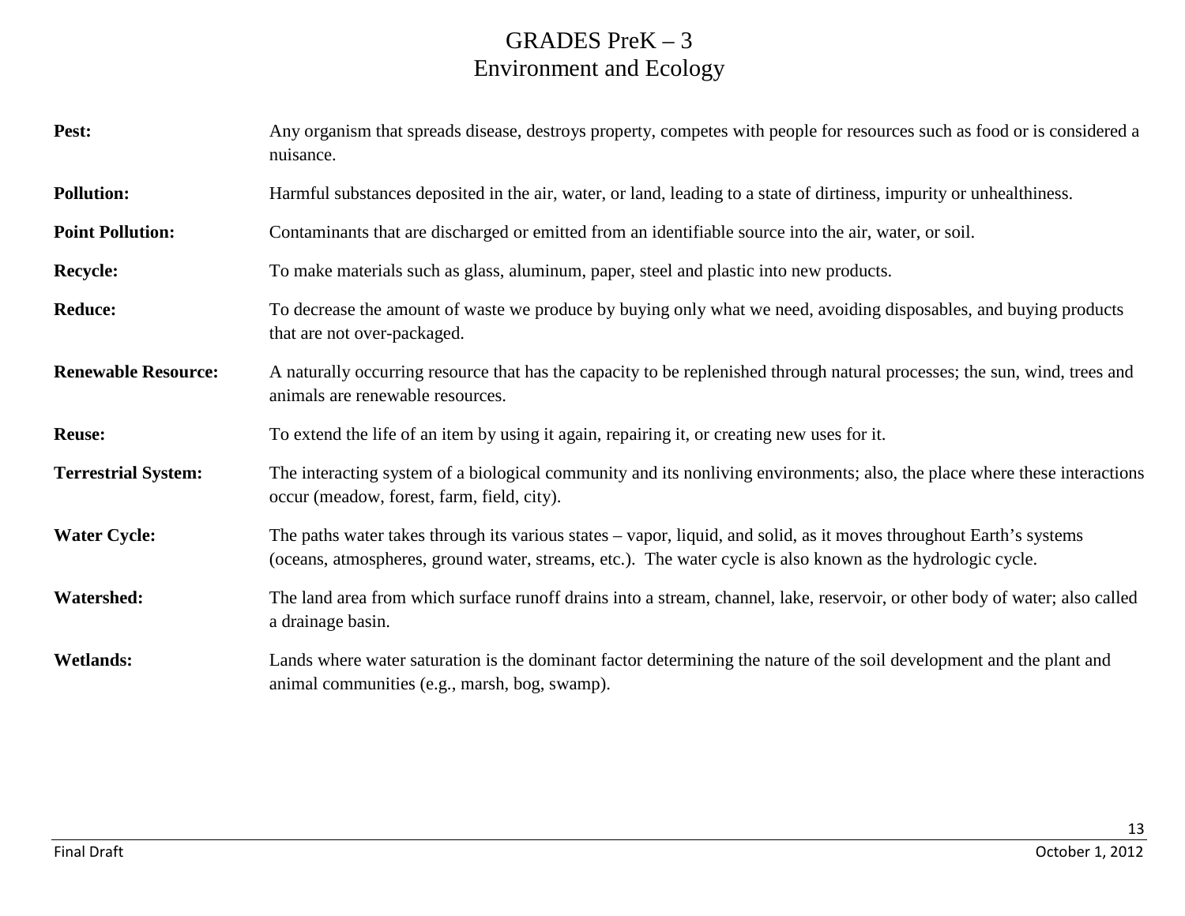# GRADES PreK – 3
## Environment and Ecology

**Pest:** Any organism that spreads disease, destroys property, competes with people for resources such as food or is considered a nuisance.

**Pollution:** Harmful substances deposited in the air, water, or land, leading to a state of dirtiness, impurity or unhealthiness.

**Point Pollution:** Contaminants that are discharged or emitted from an identifiable source into the air, water, or soil.

**Recycle:** To make materials such as glass, aluminum, paper, steel and plastic into new products.

**Reduce:** To decrease the amount of waste we produce by buying only what we need, avoiding disposables, and buying products that are not over-packaged.

**Renewable Resource:** A naturally occurring resource that has the capacity to be replenished through natural processes; the sun, wind, trees and animals are renewable resources.

**Reuse:** To extend the life of an item by using it again, repairing it, or creating new uses for it.

**Terrestrial System:** The interacting system of a biological community and its nonliving environments; also, the place where these interactions occur (meadow, forest, farm, field, city).

**Water Cycle:** The paths water takes through its various states – vapor, liquid, and solid, as it moves throughout Earth's systems (oceans, atmospheres, ground water, streams, etc.). The water cycle is also known as the hydrologic cycle.

**Watershed:** The land area from which surface runoff drains into a stream, channel, lake, reservoir, or other body of water; also called a drainage basin.

**Wetlands:** Lands where water saturation is the dominant factor determining the nature of the soil development and the plant and animal communities (e.g., marsh, bog, swamp).